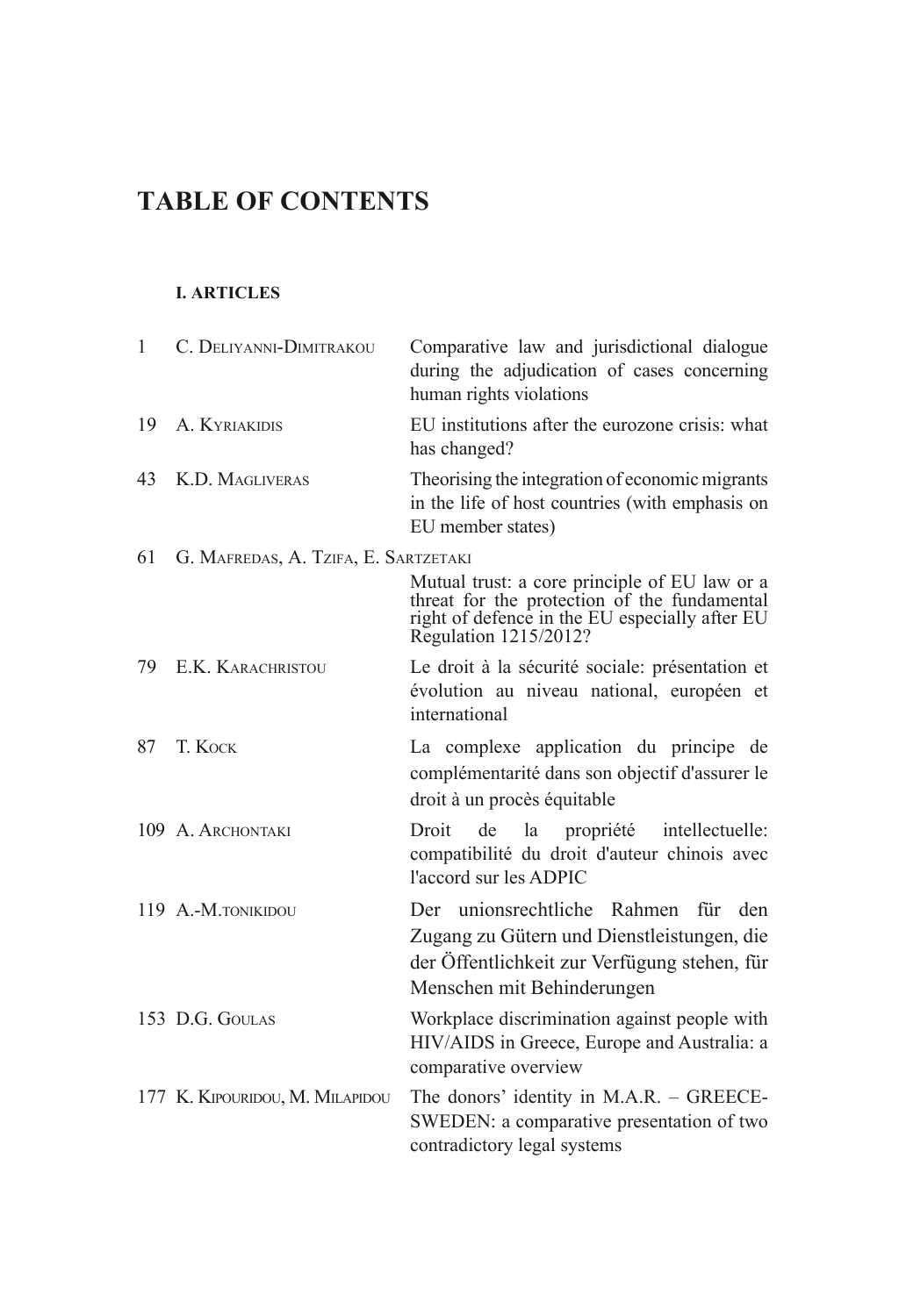# TABLE OF CONTENTS

## I. ARTICLES

| | | |
|---|---|---|
| 1 | C. Deliyanni-Dimitrakou | Comparative law and jurisdictional dialogue during the adjudication of cases concerning human rights violations |
| 19 | A. Kyriakidis | EU institutions after the eurozone crisis: what has changed? |
| 43 | K.D. Magliveras | Theorising the integration of economic migrants in the life of host countries (with emphasis on EU member states) |
| 61 | G. Mafredas, A. Tzifa, E. Sartzetaki | Mutual trust: a core principle of EU law or a threat for the protection of the fundamental right of defence in the EU especially after EU Regulation 1215/2012? |
| 79 | E.K. Karachristou | Le droit à la sécurité sociale: présentation et évolution au niveau national, européen et international |
| 87 | T. Kock | La complexe application du principe de complémentarité dans son objectif d'assurer le droit à un procès équitable |
| 109 | A. Archontaki | Droit de la propriété intellectuelle: compatibilité du droit d'auteur chinois avec l'accord sur les ADPIC |
| 119 | A.-M.tonikidou | Der unionsrechtliche Rahmen für den Zugang zu Gütern und Dienstleistungen, die der Öffentlichkeit zur Verfügung stehen, für Menschen mit Behinderungen |
| 153 | D.G. Goulas | Workplace discrimination against people with HIV/AIDS in Greece, Europe and Australia: a comparative overview |
| 177 | K. Kipouridou, M. Milapidou | The donors' identity in M.A.R. – GREECE-SWEDEN: a comparative presentation of two contradictory legal systems |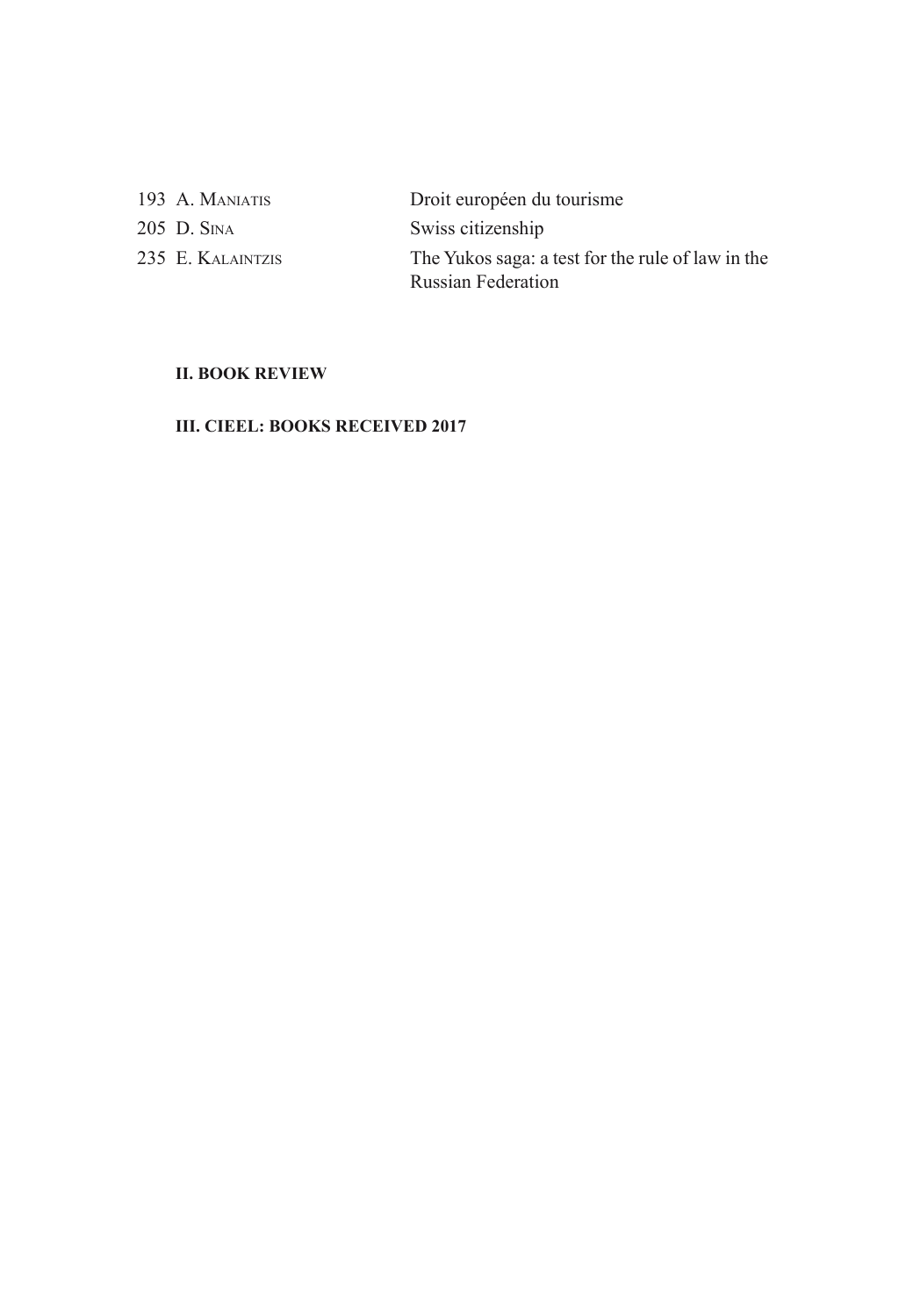| | | |
|---|---|---|
| 193 | A. Maniatis | Droit européen du tourisme |
| 205 | D. Sina | Swiss citizenship |
| 235 | E. Kalaintzis | The Yukos saga: a test for the rule of law in the Russian Federation |

**II. BOOK REVIEW**

**III. CIEEL: BOOKS RECEIVED 2017**